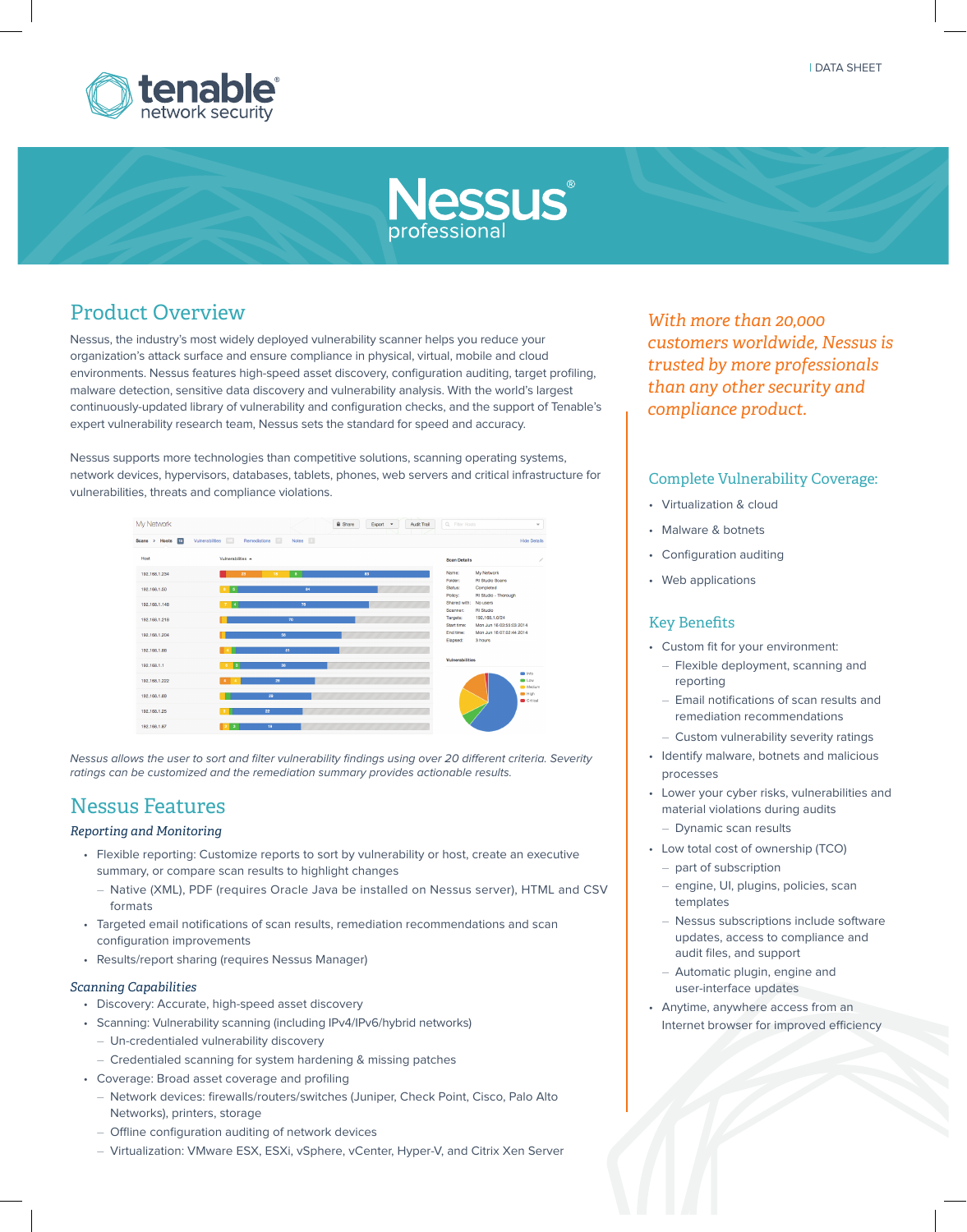DATA SHEET

# Nessus professional

## Product Overview

Nessus, the industry's most widely deployed vulnerability scanner helps you reduce your organization's attack surface and ensure compliance in physical, virtual, mobile and cloud environments. Nessus features high-speed asset discovery, configuration auditing, target profiling, malware detection, sensitive data discovery and vulnerability analysis. With the world's largest continuously-updated library of vulnerability and configuration checks, and the support of Tenable's expert vulnerability research team, Nessus sets the standard for speed and accuracy.

Nessus supports more technologies than competitive solutions, scanning operating systems, network devices, hypervisors, databases, tablets, phones, web servers and critical infrastructure for vulnerabilities, threats and compliance violations.

*Nessus allows the user to sort and filter vulnerability findings using over 20 different criteria. Severity ratings can be customized and the remediation summary provides actionable results.*

## Nessus Features

### *Reporting and Monitoring*

- Flexible reporting: Customize reports to sort by vulnerability or host, create an executive summary, or compare scan results to highlight changes
  - Native (XML), PDF (requires Oracle Java be installed on Nessus server), HTML and CSV formats
- Targeted email notifications of scan results, remediation recommendations and scan configuration improvements
- Results/report sharing (requires Nessus Manager)

### *Scanning Capabilities*

- Discovery: Accurate, high-speed asset discovery
- Scanning: Vulnerability scanning (including IPv4/IPv6/hybrid networks)
  - Un-credentialed vulnerability discovery
  - Credentialed scanning for system hardening & missing patches
- Coverage: Broad asset coverage and profiling
  - Network devices: firewalls/routers/switches (Juniper, Check Point, Cisco, Palo Alto Networks), printers, storage
  - Offline configuration auditing of network devices
  - Virtualization: VMware ESX, ESXi, vSphere, vCenter, Hyper-V, and Citrix Xen Server

*With more than 20,000 customers worldwide, Nessus is trusted by more professionals than any other security and compliance product.*

## Complete Vulnerability Coverage:

- Virtualization & cloud
- Malware & botnets
- Configuration auditing
- Web applications

## Key Benefits

- Custom fit for your environment:
  - Flexible deployment, scanning and reporting
  - Email notifications of scan results and remediation recommendations
  - Custom vulnerability severity ratings
- Identify malware, botnets and malicious processes
- Lower your cyber risks, vulnerabilities and material violations during audits
  - Dynamic scan results
- Low total cost of ownership (TCO)
  - part of subscription
  - engine, UI, plugins, policies, scan templates
  - Nessus subscriptions include software updates, access to compliance and audit files, and support
  - Automatic plugin, engine and user-interface updates
- Anytime, anywhere access from an Internet browser for improved efficiency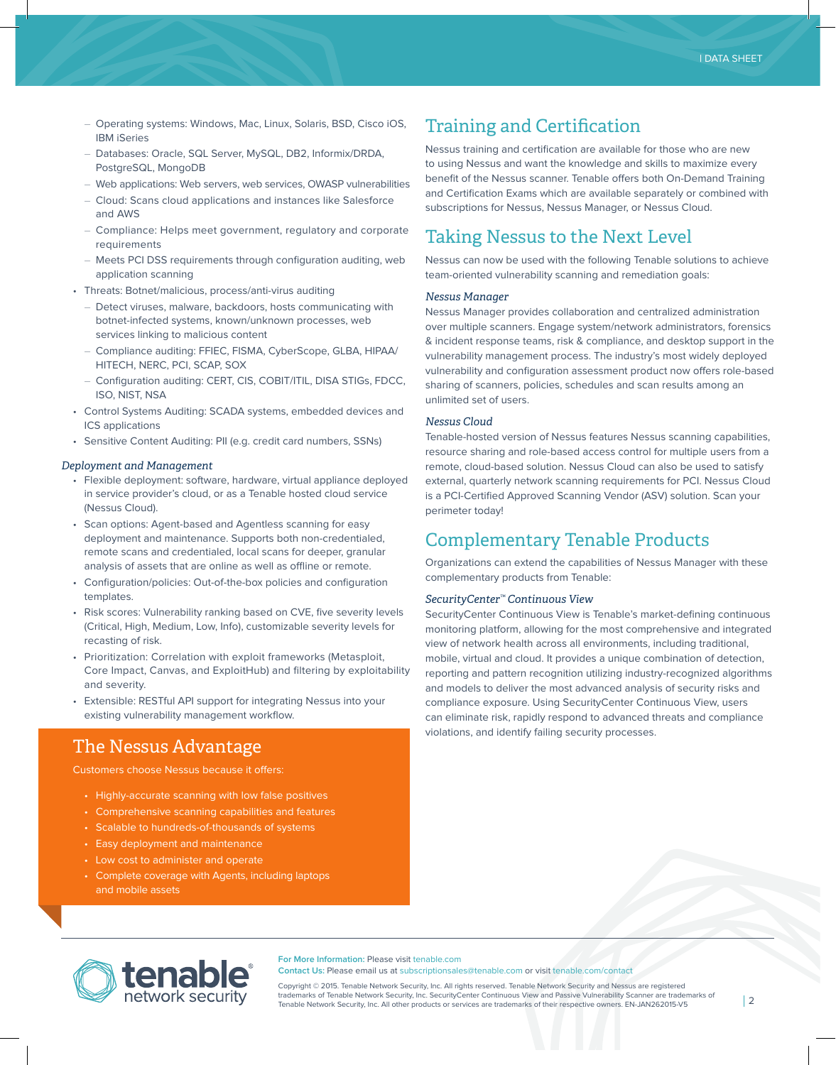- Operating systems: Windows, Mac, Linux, Solaris, BSD, Cisco iOS, IBM iSeries
- Databases: Oracle, SQL Server, MySQL, DB2, Informix/DRDA, PostgreSQL, MongoDB
- Web applications: Web servers, web services, OWASP vulnerabilities
- Cloud: Scans cloud applications and instances like Salesforce and AWS
- Compliance: Helps meet government, regulatory and corporate requirements
- Meets PCI DSS requirements through configuration auditing, web application scanning

- Threats: Botnet/malicious, process/anti-virus auditing
  - Detect viruses, malware, backdoors, hosts communicating with botnet-infected systems, known/unknown processes, web services linking to malicious content
  - Compliance auditing: FFIEC, FISMA, CyberScope, GLBA, HIPAA/HITECH, NERC, PCI, SCAP, SOX
  - Configuration auditing: CERT, CIS, COBIT/ITIL, DISA STIGs, FDCC, ISO, NIST, NSA
- Control Systems Auditing: SCADA systems, embedded devices and ICS applications
- Sensitive Content Auditing: PII (e.g. credit card numbers, SSNs)

*Deployment and Management*

- Flexible deployment: software, hardware, virtual appliance deployed in service provider's cloud, or as a Tenable hosted cloud service (Nessus Cloud).
- Scan options: Agent-based and Agentless scanning for easy deployment and maintenance. Supports both non-credentialed, remote scans and credentialed, local scans for deeper, granular analysis of assets that are online as well as offline or remote.
- Configuration/policies: Out-of-the-box policies and configuration templates.
- Risk scores: Vulnerability ranking based on CVE, five severity levels (Critical, High, Medium, Low, Info), customizable severity levels for recasting of risk.
- Prioritization: Correlation with exploit frameworks (Metasploit, Core Impact, Canvas, and ExploitHub) and filtering by exploitability and severity.
- Extensible: RESTful API support for integrating Nessus into your existing vulnerability management workflow.

## The Nessus Advantage

Customers choose Nessus because it offers:

- Highly-accurate scanning with low false positives
- Comprehensive scanning capabilities and features
- Scalable to hundreds-of-thousands of systems
- Easy deployment and maintenance
- Low cost to administer and operate
- Complete coverage with Agents, including laptops and mobile assets

## Training and Certification

Nessus training and certification are available for those who are new to using Nessus and want the knowledge and skills to maximize every benefit of the Nessus scanner. Tenable offers both On-Demand Training and Certification Exams which are available separately or combined with subscriptions for Nessus, Nessus Manager, or Nessus Cloud.

## Taking Nessus to the Next Level

Nessus can now be used with the following Tenable solutions to achieve team-oriented vulnerability scanning and remediation goals:

*Nessus Manager*

Nessus Manager provides collaboration and centralized administration over multiple scanners. Engage system/network administrators, forensics & incident response teams, risk & compliance, and desktop support in the vulnerability management process. The industry's most widely deployed vulnerability and configuration assessment product now offers role-based sharing of scanners, policies, schedules and scan results among an unlimited set of users.

*Nessus Cloud*

Tenable-hosted version of Nessus features Nessus scanning capabilities, resource sharing and role-based access control for multiple users from a remote, cloud-based solution. Nessus Cloud can also be used to satisfy external, quarterly network scanning requirements for PCI. Nessus Cloud is a PCI-Certified Approved Scanning Vendor (ASV) solution. Scan your perimeter today!

## Complementary Tenable Products

Organizations can extend the capabilities of Nessus Manager with these complementary products from Tenable:

*SecurityCenter™ Continuous View*

SecurityCenter Continuous View is Tenable's market-defining continuous monitoring platform, allowing for the most comprehensive and integrated view of network health across all environments, including traditional, mobile, virtual and cloud. It provides a unique combination of detection, reporting and pattern recognition utilizing industry-recognized algorithms and models to deliver the most advanced analysis of security risks and compliance exposure. Using SecurityCenter Continuous View, users can eliminate risk, rapidly respond to advanced threats and compliance violations, and identify failing security processes.

**For More Information:** Please visit tenable.com
**Contact Us:** Please email us at subscriptionsales@tenable.com or visit tenable.com/contact

Copyright © 2015. Tenable Network Security, Inc. All rights reserved. Tenable Network Security and Nessus are registered trademarks of Tenable Network Security, Inc. SecurityCenter Continuous View and Passive Vulnerability Scanner are trademarks of Tenable Network Security, Inc. All other products or services are trademarks of their respective owners. EN-JAN262015-V5